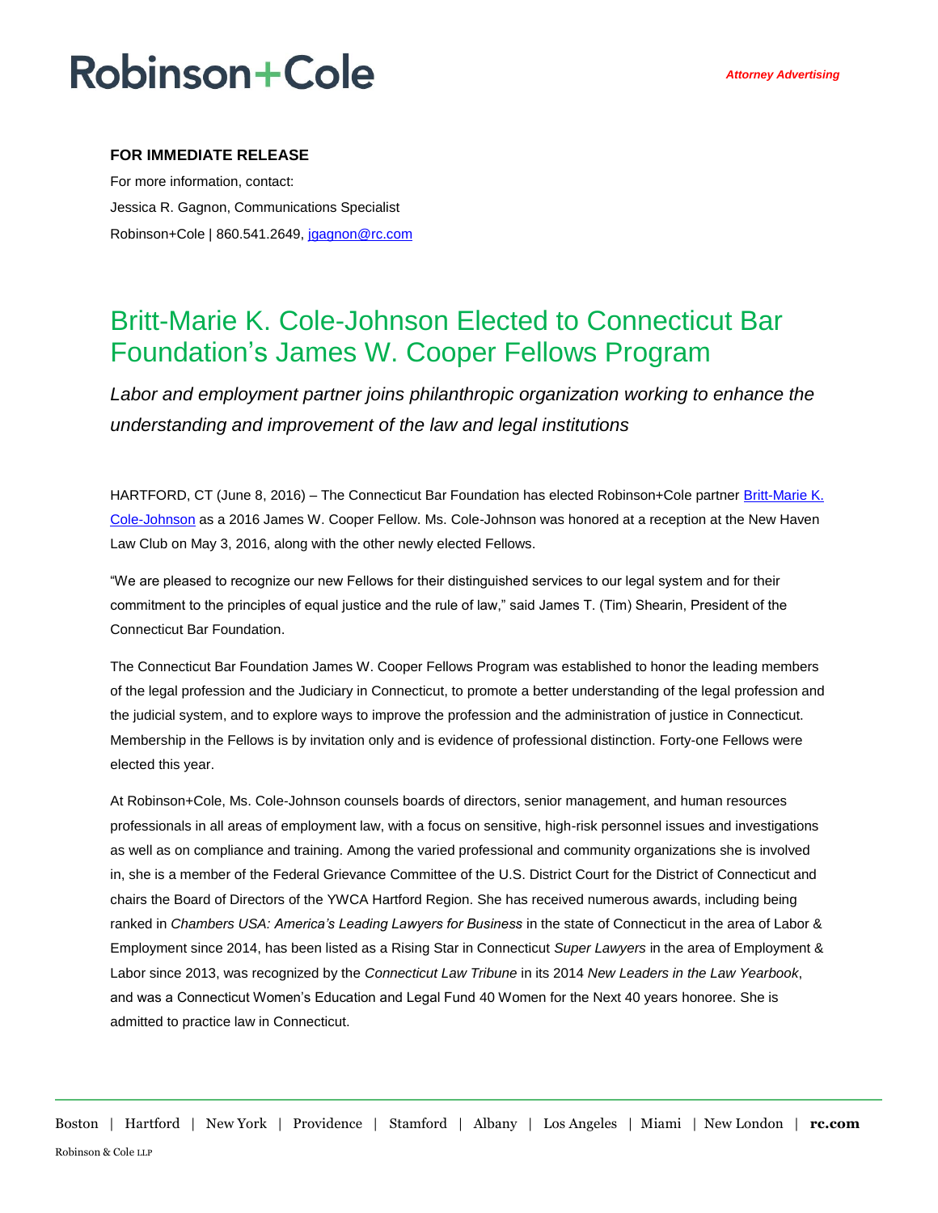Robinson+Cole

*Attorney Advertising*

**FOR IMMEDIATE RELEASE**

For more information, contact:
Jessica R. Gagnon, Communications Specialist
Robinson+Cole | 860.541.2649, jgagnon@rc.com

# Britt-Marie K. Cole-Johnson Elected to Connecticut Bar Foundation's James W. Cooper Fellows Program

*Labor and employment partner joins philanthropic organization working to enhance the understanding and improvement of the law and legal institutions*

HARTFORD, CT (June 8, 2016) – The Connecticut Bar Foundation has elected Robinson+Cole partner Britt-Marie K. Cole-Johnson as a 2016 James W. Cooper Fellow. Ms. Cole-Johnson was honored at a reception at the New Haven Law Club on May 3, 2016, along with the other newly elected Fellows.

"We are pleased to recognize our new Fellows for their distinguished services to our legal system and for their commitment to the principles of equal justice and the rule of law," said James T. (Tim) Shearin, President of the Connecticut Bar Foundation.

The Connecticut Bar Foundation James W. Cooper Fellows Program was established to honor the leading members of the legal profession and the Judiciary in Connecticut, to promote a better understanding of the legal profession and the judicial system, and to explore ways to improve the profession and the administration of justice in Connecticut. Membership in the Fellows is by invitation only and is evidence of professional distinction. Forty-one Fellows were elected this year.

At Robinson+Cole, Ms. Cole-Johnson counsels boards of directors, senior management, and human resources professionals in all areas of employment law, with a focus on sensitive, high-risk personnel issues and investigations as well as on compliance and training. Among the varied professional and community organizations she is involved in, she is a member of the Federal Grievance Committee of the U.S. District Court for the District of Connecticut and chairs the Board of Directors of the YWCA Hartford Region. She has received numerous awards, including being ranked in *Chambers USA: America's Leading Lawyers for Business* in the state of Connecticut in the area of Labor & Employment since 2014, has been listed as a Rising Star in Connecticut *Super Lawyers* in the area of Employment & Labor since 2013, was recognized by the *Connecticut Law Tribune* in its 2014 *New Leaders in the Law Yearbook*, and was a Connecticut Women's Education and Legal Fund 40 Women for the Next 40 years honoree. She is admitted to practice law in Connecticut.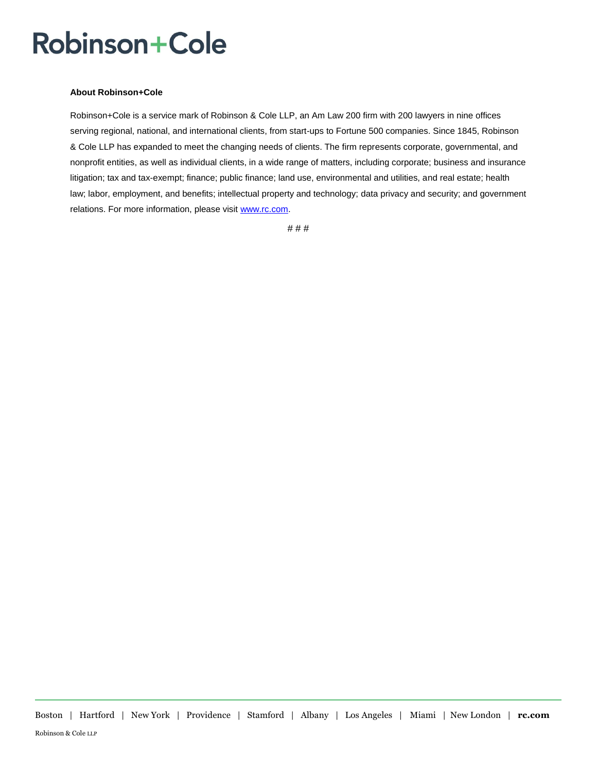**About Robinson+Cole**

Robinson+Cole is a service mark of Robinson & Cole LLP, an Am Law 200 firm with 200 lawyers in nine offices serving regional, national, and international clients, from start-ups to Fortune 500 companies. Since 1845, Robinson & Cole LLP has expanded to meet the changing needs of clients. The firm represents corporate, governmental, and nonprofit entities, as well as individual clients, in a wide range of matters, including corporate; business and insurance litigation; tax and tax-exempt; finance; public finance; land use, environmental and utilities, and real estate; health law; labor, employment, and benefits; intellectual property and technology; data privacy and security; and government relations. For more information, please visit [www.rc.com](http://www.rc.com).

# # #